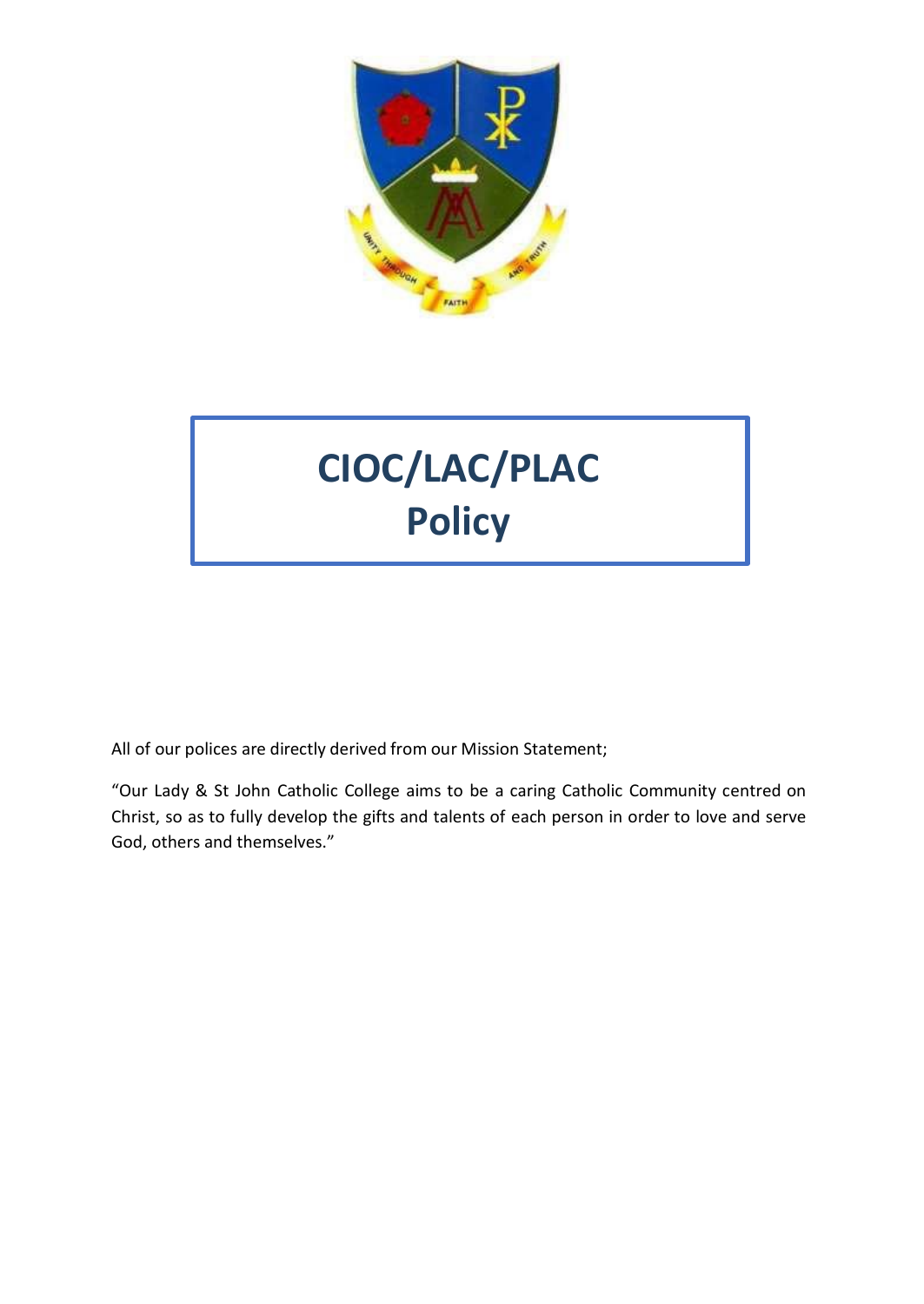# CIOC/LAC/PLAC Policy

All of our polices are directly derived from our Mission Statement;

"Our Lady & St John Catholic College aims to be a caring Catholic Community centred on Christ, so as to fully develop the gifts and talents of each person in order to love and serve God, others and themselves."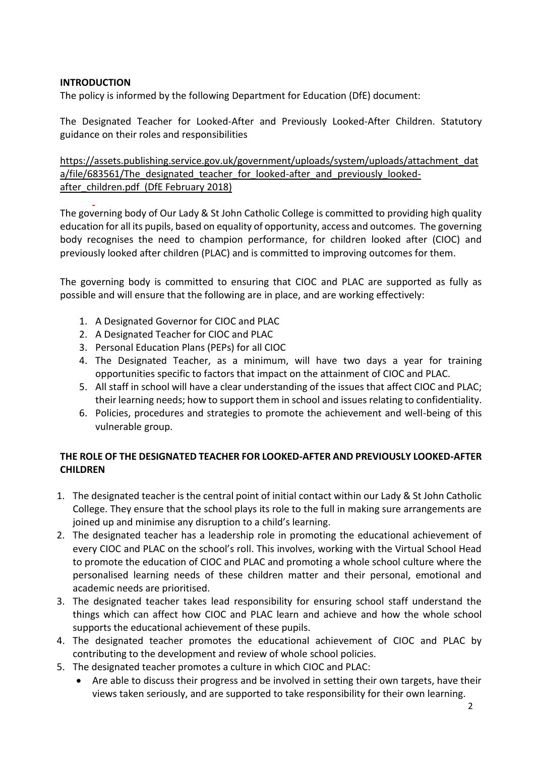## INTRODUCTION

The policy is informed by the following Department for Education (DfE) document:

The Designated Teacher for Looked-After and Previously Looked-After Children. Statutory guidance on their roles and responsibilities

https://assets.publishing.service.gov.uk/government/uploads/system/uploads/attachment_data/file/683561/The_designated_teacher_for_looked-after_and_previously_looked-after_children.pdf (DfE February 2018)

The governing body of Our Lady & St John Catholic College is committed to providing high quality education for all its pupils, based on equality of opportunity, access and outcomes. The governing body recognises the need to champion performance, for children looked after (CIOC) and previously looked after children (PLAC) and is committed to improving outcomes for them.

The governing body is committed to ensuring that CIOC and PLAC are supported as fully as possible and will ensure that the following are in place, and are working effectively:

1. A Designated Governor for CIOC and PLAC
2. A Designated Teacher for CIOC and PLAC
3. Personal Education Plans (PEPs) for all CIOC
4. The Designated Teacher, as a minimum, will have two days a year for training opportunities specific to factors that impact on the attainment of CIOC and PLAC.
5. All staff in school will have a clear understanding of the issues that affect CIOC and PLAC; their learning needs; how to support them in school and issues relating to confidentiality.
6. Policies, procedures and strategies to promote the achievement and well-being of this vulnerable group.

## THE ROLE OF THE DESIGNATED TEACHER FOR LOOKED-AFTER AND PREVIOUSLY LOOKED-AFTER CHILDREN

1. The designated teacher is the central point of initial contact within our Lady & St John Catholic College. They ensure that the school plays its role to the full in making sure arrangements are joined up and minimise any disruption to a child's learning.
2. The designated teacher has a leadership role in promoting the educational achievement of every CIOC and PLAC on the school's roll. This involves, working with the Virtual School Head to promote the education of CIOC and PLAC and promoting a whole school culture where the personalised learning needs of these children matter and their personal, emotional and academic needs are prioritised.
3. The designated teacher takes lead responsibility for ensuring school staff understand the things which can affect how CIOC and PLAC learn and achieve and how the whole school supports the educational achievement of these pupils.
4. The designated teacher promotes the educational achievement of CIOC and PLAC by contributing to the development and review of whole school policies.
5. The designated teacher promotes a culture in which CIOC and PLAC:
    - Are able to discuss their progress and be involved in setting their own targets, have their views taken seriously, and are supported to take responsibility for their own learning.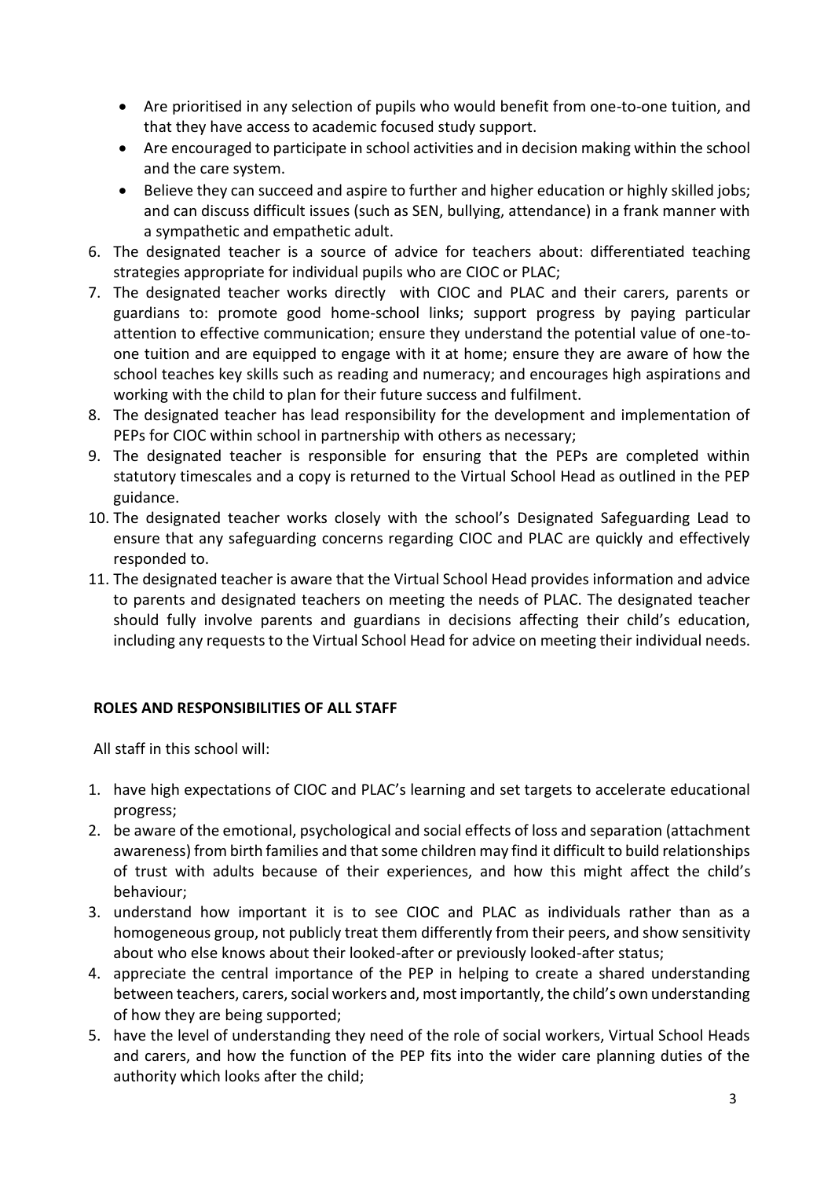- Are prioritised in any selection of pupils who would benefit from one-to-one tuition, and that they have access to academic focused study support.
- Are encouraged to participate in school activities and in decision making within the school and the care system.
- Believe they can succeed and aspire to further and higher education or highly skilled jobs; and can discuss difficult issues (such as SEN, bullying, attendance) in a frank manner with a sympathetic and empathetic adult.

6. The designated teacher is a source of advice for teachers about: differentiated teaching strategies appropriate for individual pupils who are CIOC or PLAC;
7. The designated teacher works directly with CIOC and PLAC and their carers, parents or guardians to: promote good home-school links; support progress by paying particular attention to effective communication; ensure they understand the potential value of one-to-one tuition and are equipped to engage with it at home; ensure they are aware of how the school teaches key skills such as reading and numeracy; and encourages high aspirations and working with the child to plan for their future success and fulfilment.
8. The designated teacher has lead responsibility for the development and implementation of PEPs for CIOC within school in partnership with others as necessary;
9. The designated teacher is responsible for ensuring that the PEPs are completed within statutory timescales and a copy is returned to the Virtual School Head as outlined in the PEP guidance.
10. The designated teacher works closely with the school's Designated Safeguarding Lead to ensure that any safeguarding concerns regarding CIOC and PLAC are quickly and effectively responded to.
11. The designated teacher is aware that the Virtual School Head provides information and advice to parents and designated teachers on meeting the needs of PLAC. The designated teacher should fully involve parents and guardians in decisions affecting their child's education, including any requests to the Virtual School Head for advice on meeting their individual needs.

**ROLES AND RESPONSIBILITIES OF ALL STAFF**

All staff in this school will:

1. have high expectations of CIOC and PLAC's learning and set targets to accelerate educational progress;
2. be aware of the emotional, psychological and social effects of loss and separation (attachment awareness) from birth families and that some children may find it difficult to build relationships of trust with adults because of their experiences, and how this might affect the child's behaviour;
3. understand how important it is to see CIOC and PLAC as individuals rather than as a homogeneous group, not publicly treat them differently from their peers, and show sensitivity about who else knows about their looked-after or previously looked-after status;
4. appreciate the central importance of the PEP in helping to create a shared understanding between teachers, carers, social workers and, most importantly, the child's own understanding of how they are being supported;
5. have the level of understanding they need of the role of social workers, Virtual School Heads and carers, and how the function of the PEP fits into the wider care planning duties of the authority which looks after the child;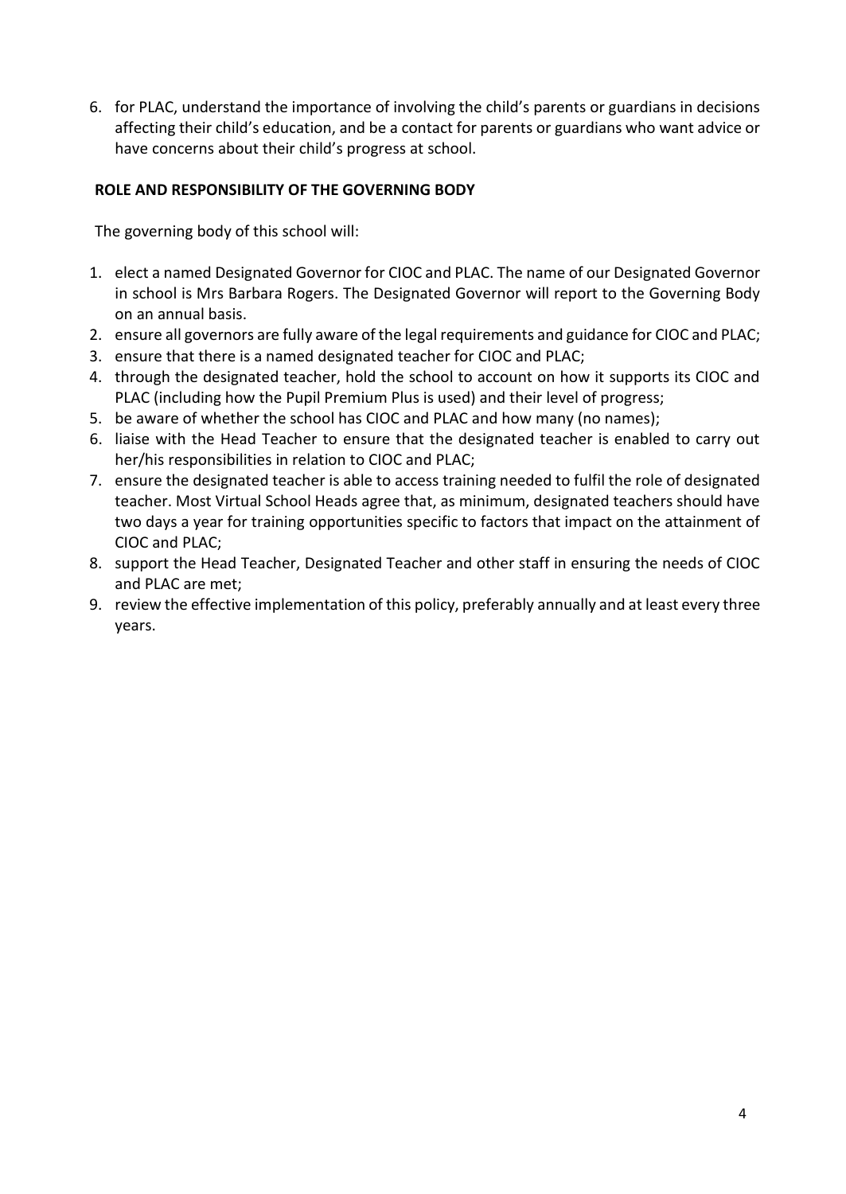6. for PLAC, understand the importance of involving the child's parents or guardians in decisions affecting their child's education, and be a contact for parents or guardians who want advice or have concerns about their child's progress at school.

**ROLE AND RESPONSIBILITY OF THE GOVERNING BODY**

The governing body of this school will:

1. elect a named Designated Governor for CIOC and PLAC. The name of our Designated Governor in school is Mrs Barbara Rogers. The Designated Governor will report to the Governing Body on an annual basis.
2. ensure all governors are fully aware of the legal requirements and guidance for CIOC and PLAC;
3. ensure that there is a named designated teacher for CIOC and PLAC;
4. through the designated teacher, hold the school to account on how it supports its CIOC and PLAC (including how the Pupil Premium Plus is used) and their level of progress;
5. be aware of whether the school has CIOC and PLAC and how many (no names);
6. liaise with the Head Teacher to ensure that the designated teacher is enabled to carry out her/his responsibilities in relation to CIOC and PLAC;
7. ensure the designated teacher is able to access training needed to fulfil the role of designated teacher. Most Virtual School Heads agree that, as minimum, designated teachers should have two days a year for training opportunities specific to factors that impact on the attainment of CIOC and PLAC;
8. support the Head Teacher, Designated Teacher and other staff in ensuring the needs of CIOC and PLAC are met;
9. review the effective implementation of this policy, preferably annually and at least every three years.